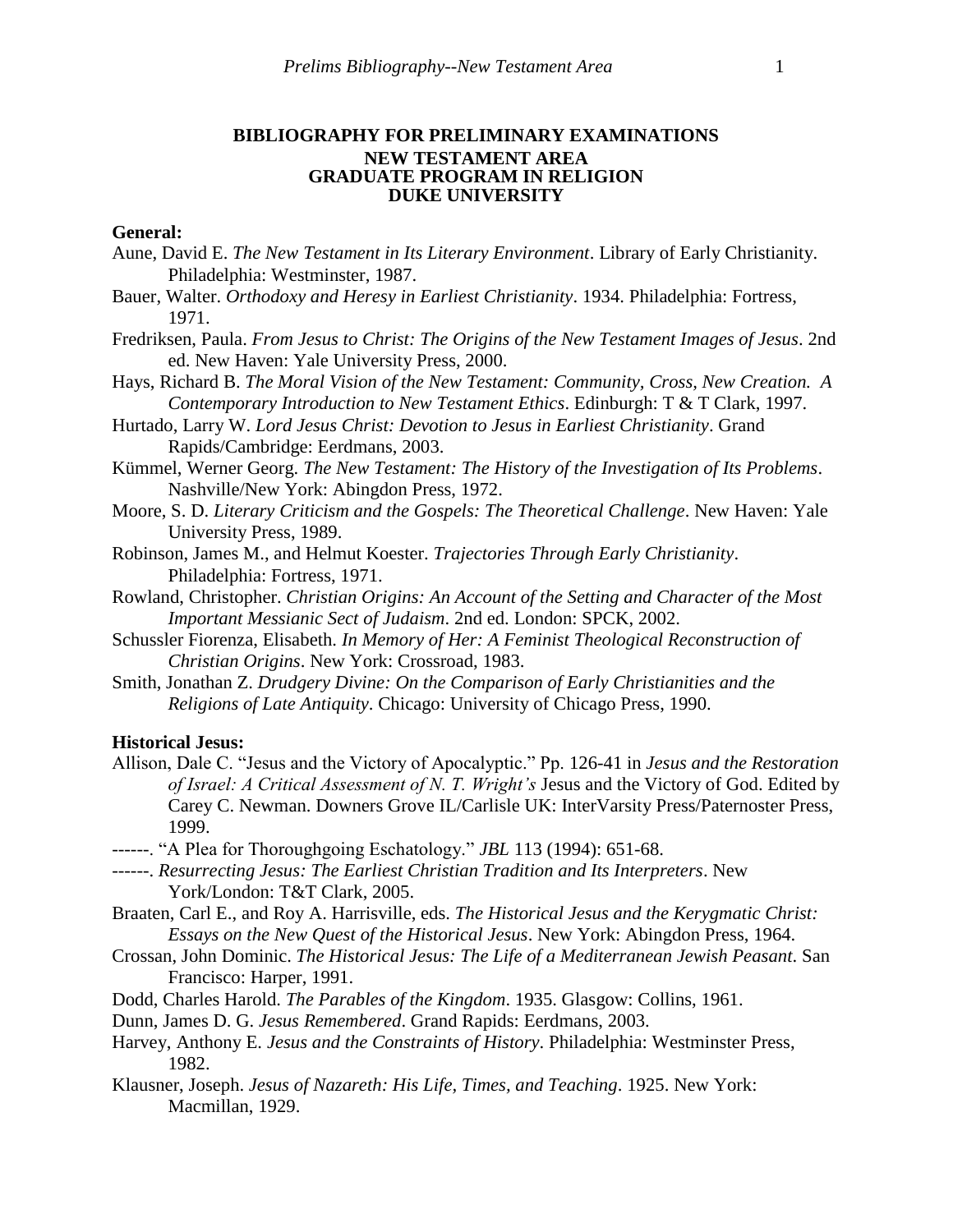# BIBLIOGRAPHY FOR PRELIMINARY EXAMINATIONS
## NEW TESTAMENT AREA
## GRADUATE PROGRAM IN RELIGION
## DUKE UNIVERSITY

### General:

Aune, David E. *The New Testament in Its Literary Environment*. Library of Early Christianity. Philadelphia: Westminster, 1987.

Bauer, Walter. *Orthodoxy and Heresy in Earliest Christianity*. 1934. Philadelphia: Fortress, 1971.

Fredriksen, Paula. *From Jesus to Christ: The Origins of the New Testament Images of Jesus*. 2nd ed. New Haven: Yale University Press, 2000.

Hays, Richard B. *The Moral Vision of the New Testament: Community, Cross, New Creation. A Contemporary Introduction to New Testament Ethics*. Edinburgh: T & T Clark, 1997.

Hurtado, Larry W. *Lord Jesus Christ: Devotion to Jesus in Earliest Christianity*. Grand Rapids/Cambridge: Eerdmans, 2003.

Kümmel, Werner Georg. *The New Testament: The History of the Investigation of Its Problems*. Nashville/New York: Abingdon Press, 1972.

Moore, S. D. *Literary Criticism and the Gospels: The Theoretical Challenge*. New Haven: Yale University Press, 1989.

Robinson, James M., and Helmut Koester. *Trajectories Through Early Christianity*. Philadelphia: Fortress, 1971.

Rowland, Christopher. *Christian Origins: An Account of the Setting and Character of the Most Important Messianic Sect of Judaism*. 2nd ed. London: SPCK, 2002.

Schussler Fiorenza, Elisabeth. *In Memory of Her: A Feminist Theological Reconstruction of Christian Origins*. New York: Crossroad, 1983.

Smith, Jonathan Z. *Drudgery Divine: On the Comparison of Early Christianities and the Religions of Late Antiquity*. Chicago: University of Chicago Press, 1990.

### Historical Jesus:

Allison, Dale C. "Jesus and the Victory of Apocalyptic." Pp. 126-41 in *Jesus and the Restoration of Israel: A Critical Assessment of N. T. Wright's* Jesus and the Victory of God. Edited by Carey C. Newman. Downers Grove IL/Carlisle UK: InterVarsity Press/Paternoster Press, 1999.

------. "A Plea for Thoroughgoing Eschatology." *JBL* 113 (1994): 651-68.

------. *Resurrecting Jesus: The Earliest Christian Tradition and Its Interpreters*. New York/London: T&T Clark, 2005.

Braaten, Carl E., and Roy A. Harrisville, eds. *The Historical Jesus and the Kerygmatic Christ: Essays on the New Quest of the Historical Jesus*. New York: Abingdon Press, 1964.

Crossan, John Dominic. *The Historical Jesus: The Life of a Mediterranean Jewish Peasant*. San Francisco: Harper, 1991.

Dodd, Charles Harold. *The Parables of the Kingdom*. 1935. Glasgow: Collins, 1961.

Dunn, James D. G. *Jesus Remembered*. Grand Rapids: Eerdmans, 2003.

Harvey, Anthony E. *Jesus and the Constraints of History*. Philadelphia: Westminster Press, 1982.

Klausner, Joseph. *Jesus of Nazareth: His Life, Times, and Teaching*. 1925. New York: Macmillan, 1929.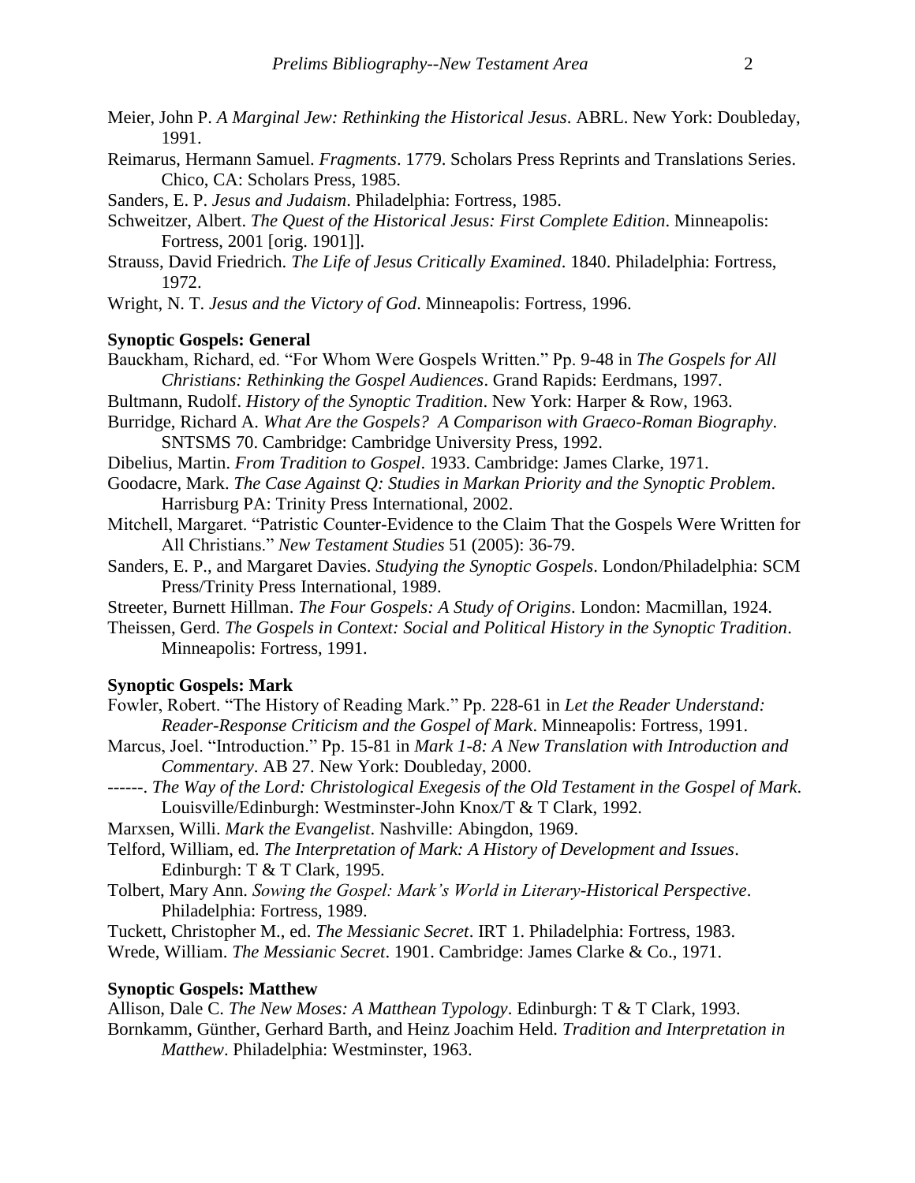Meier, John P. *A Marginal Jew: Rethinking the Historical Jesus*. ABRL. New York: Doubleday, 1991.

Reimarus, Hermann Samuel. *Fragments*. 1779. Scholars Press Reprints and Translations Series. Chico, CA: Scholars Press, 1985.

Sanders, E. P. *Jesus and Judaism*. Philadelphia: Fortress, 1985.

Schweitzer, Albert. *The Quest of the Historical Jesus: First Complete Edition*. Minneapolis: Fortress, 2001 [orig. 1901]].

Strauss, David Friedrich. *The Life of Jesus Critically Examined*. 1840. Philadelphia: Fortress, 1972.

Wright, N. T. *Jesus and the Victory of God*. Minneapolis: Fortress, 1996.

**Synoptic Gospels: General**

Bauckham, Richard, ed. "For Whom Were Gospels Written." Pp. 9-48 in *The Gospels for All Christians: Rethinking the Gospel Audiences*. Grand Rapids: Eerdmans, 1997.

Bultmann, Rudolf. *History of the Synoptic Tradition*. New York: Harper & Row, 1963.

Burridge, Richard A. *What Are the Gospels? A Comparison with Graeco-Roman Biography*. SNTSMS 70. Cambridge: Cambridge University Press, 1992.

Dibelius, Martin. *From Tradition to Gospel*. 1933. Cambridge: James Clarke, 1971.

Goodacre, Mark. *The Case Against Q: Studies in Markan Priority and the Synoptic Problem*. Harrisburg PA: Trinity Press International, 2002.

Mitchell, Margaret. "Patristic Counter-Evidence to the Claim That the Gospels Were Written for All Christians." *New Testament Studies* 51 (2005): 36-79.

Sanders, E. P., and Margaret Davies. *Studying the Synoptic Gospels*. London/Philadelphia: SCM Press/Trinity Press International, 1989.

Streeter, Burnett Hillman. *The Four Gospels: A Study of Origins*. London: Macmillan, 1924.

Theissen, Gerd. *The Gospels in Context: Social and Political History in the Synoptic Tradition*. Minneapolis: Fortress, 1991.

**Synoptic Gospels: Mark**

Fowler, Robert. "The History of Reading Mark." Pp. 228-61 in *Let the Reader Understand: Reader-Response Criticism and the Gospel of Mark*. Minneapolis: Fortress, 1991.

Marcus, Joel. "Introduction." Pp. 15-81 in *Mark 1-8: A New Translation with Introduction and Commentary*. AB 27. New York: Doubleday, 2000.

------. *The Way of the Lord: Christological Exegesis of the Old Testament in the Gospel of Mark*. Louisville/Edinburgh: Westminster-John Knox/T & T Clark, 1992.

Marxsen, Willi. *Mark the Evangelist*. Nashville: Abingdon, 1969.

Telford, William, ed. *The Interpretation of Mark: A History of Development and Issues*. Edinburgh: T & T Clark, 1995.

Tolbert, Mary Ann. *Sowing the Gospel: Mark's World in Literary-Historical Perspective*. Philadelphia: Fortress, 1989.

Tuckett, Christopher M., ed. *The Messianic Secret*. IRT 1. Philadelphia: Fortress, 1983.

Wrede, William. *The Messianic Secret*. 1901. Cambridge: James Clarke & Co., 1971.

**Synoptic Gospels: Matthew**

Allison, Dale C. *The New Moses: A Matthean Typology*. Edinburgh: T & T Clark, 1993.

Bornkamm, Günther, Gerhard Barth, and Heinz Joachim Held. *Tradition and Interpretation in Matthew*. Philadelphia: Westminster, 1963.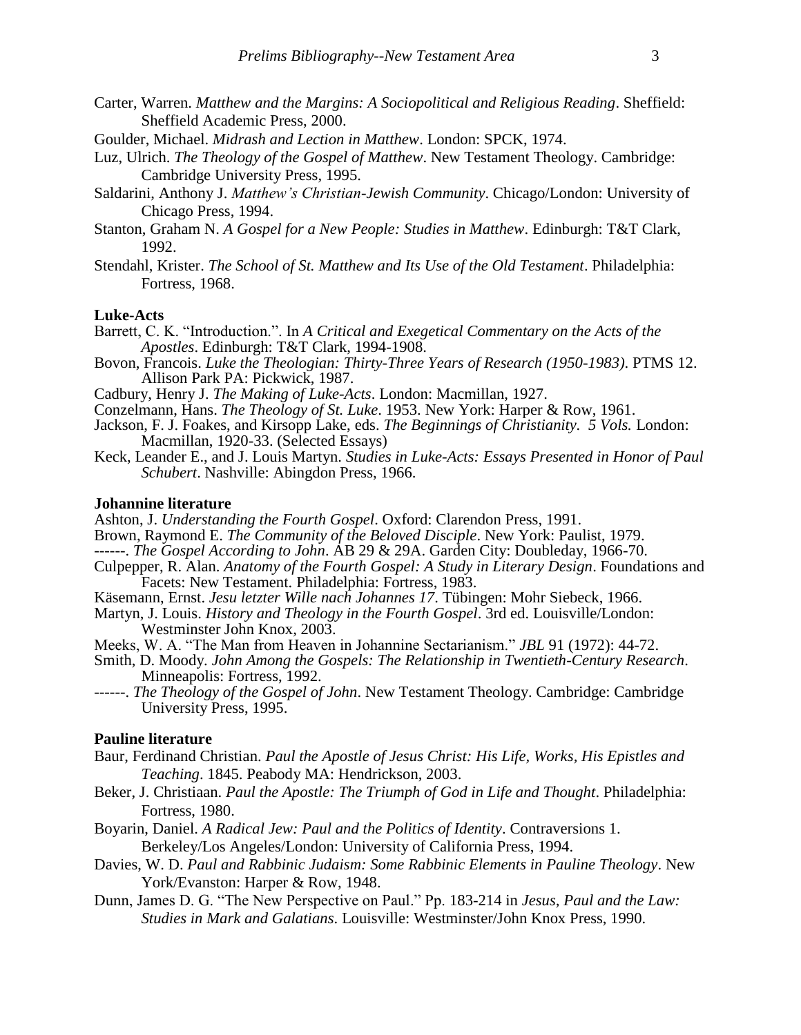Carter, Warren. *Matthew and the Margins: A Sociopolitical and Religious Reading*. Sheffield: Sheffield Academic Press, 2000.

Goulder, Michael. *Midrash and Lection in Matthew*. London: SPCK, 1974.

Luz, Ulrich. *The Theology of the Gospel of Matthew*. New Testament Theology. Cambridge: Cambridge University Press, 1995.

Saldarini, Anthony J. *Matthew's Christian-Jewish Community*. Chicago/London: University of Chicago Press, 1994.

Stanton, Graham N. *A Gospel for a New People: Studies in Matthew*. Edinburgh: T&T Clark, 1992.

Stendahl, Krister. *The School of St. Matthew and Its Use of the Old Testament*. Philadelphia: Fortress, 1968.

**Luke-Acts**

Barrett, C. K. "Introduction.". In *A Critical and Exegetical Commentary on the Acts of the Apostles*. Edinburgh: T&T Clark, 1994-1908.

Bovon, Francois. *Luke the Theologian: Thirty-Three Years of Research (1950-1983)*. PTMS 12. Allison Park PA: Pickwick, 1987.

Cadbury, Henry J. *The Making of Luke-Acts*. London: Macmillan, 1927.

Conzelmann, Hans. *The Theology of St. Luke*. 1953. New York: Harper & Row, 1961.

Jackson, F. J. Foakes, and Kirsopp Lake, eds. *The Beginnings of Christianity. 5 Vols.* London: Macmillan, 1920-33. (Selected Essays)

Keck, Leander E., and J. Louis Martyn. *Studies in Luke-Acts: Essays Presented in Honor of Paul Schubert*. Nashville: Abingdon Press, 1966.

**Johannine literature**

Ashton, J. *Understanding the Fourth Gospel*. Oxford: Clarendon Press, 1991.

Brown, Raymond E. *The Community of the Beloved Disciple*. New York: Paulist, 1979.

------. *The Gospel According to John*. AB 29 & 29A. Garden City: Doubleday, 1966-70.

Culpepper, R. Alan. *Anatomy of the Fourth Gospel: A Study in Literary Design*. Foundations and Facets: New Testament. Philadelphia: Fortress, 1983.

Käsemann, Ernst. *Jesu letzter Wille nach Johannes 17*. Tübingen: Mohr Siebeck, 1966.

Martyn, J. Louis. *History and Theology in the Fourth Gospel*. 3rd ed. Louisville/London: Westminster John Knox, 2003.

Meeks, W. A. "The Man from Heaven in Johannine Sectarianism." *JBL* 91 (1972): 44-72.

Smith, D. Moody. *John Among the Gospels: The Relationship in Twentieth-Century Research*. Minneapolis: Fortress, 1992.

------. *The Theology of the Gospel of John*. New Testament Theology. Cambridge: Cambridge University Press, 1995.

**Pauline literature**

Baur, Ferdinand Christian. *Paul the Apostle of Jesus Christ: His Life, Works, His Epistles and Teaching*. 1845. Peabody MA: Hendrickson, 2003.

Beker, J. Christiaan. *Paul the Apostle: The Triumph of God in Life and Thought*. Philadelphia: Fortress, 1980.

Boyarin, Daniel. *A Radical Jew: Paul and the Politics of Identity*. Contraversions 1. Berkeley/Los Angeles/London: University of California Press, 1994.

Davies, W. D. *Paul and Rabbinic Judaism: Some Rabbinic Elements in Pauline Theology*. New York/Evanston: Harper & Row, 1948.

Dunn, James D. G. "The New Perspective on Paul." Pp. 183-214 in *Jesus, Paul and the Law: Studies in Mark and Galatians*. Louisville: Westminster/John Knox Press, 1990.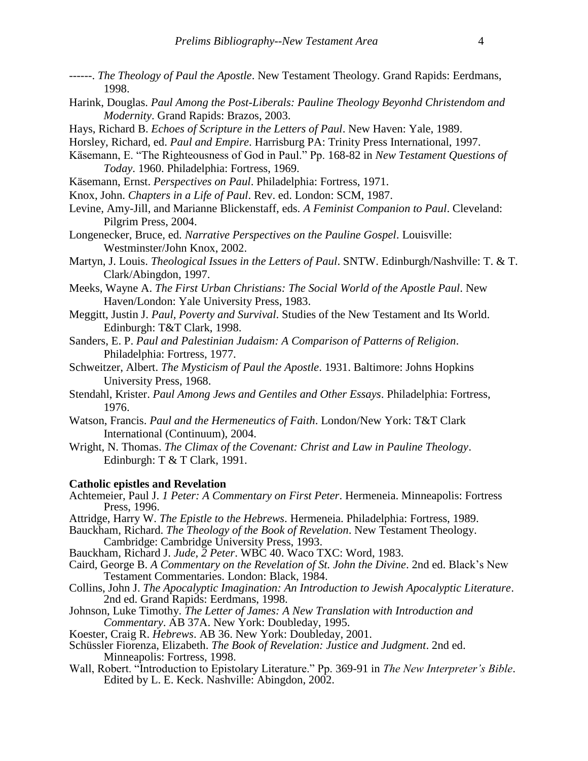------. *The Theology of Paul the Apostle*. New Testament Theology. Grand Rapids: Eerdmans, 1998.

Harink, Douglas. *Paul Among the Post-Liberals: Pauline Theology Beyonhd Christendom and Modernity*. Grand Rapids: Brazos, 2003.

Hays, Richard B. *Echoes of Scripture in the Letters of Paul*. New Haven: Yale, 1989.

Horsley, Richard, ed. *Paul and Empire*. Harrisburg PA: Trinity Press International, 1997.

Käsemann, E. "The Righteousness of God in Paul." Pp. 168-82 in *New Testament Questions of Today*. 1960. Philadelphia: Fortress, 1969.

Käsemann, Ernst. *Perspectives on Paul*. Philadelphia: Fortress, 1971.

Knox, John. *Chapters in a Life of Paul*. Rev. ed. London: SCM, 1987.

Levine, Amy-Jill, and Marianne Blickenstaff, eds. *A Feminist Companion to Paul*. Cleveland: Pilgrim Press, 2004.

Longenecker, Bruce, ed. *Narrative Perspectives on the Pauline Gospel*. Louisville: Westminster/John Knox, 2002.

Martyn, J. Louis. *Theological Issues in the Letters of Paul*. SNTW. Edinburgh/Nashville: T. & T. Clark/Abingdon, 1997.

Meeks, Wayne A. *The First Urban Christians: The Social World of the Apostle Paul*. New Haven/London: Yale University Press, 1983.

Meggitt, Justin J. *Paul, Poverty and Survival.* Studies of the New Testament and Its World. Edinburgh: T&T Clark, 1998.

Sanders, E. P. *Paul and Palestinian Judaism: A Comparison of Patterns of Religion*. Philadelphia: Fortress, 1977.

Schweitzer, Albert. *The Mysticism of Paul the Apostle*. 1931. Baltimore: Johns Hopkins University Press, 1968.

Stendahl, Krister. *Paul Among Jews and Gentiles and Other Essays*. Philadelphia: Fortress, 1976.

Watson, Francis. *Paul and the Hermeneutics of Faith*. London/New York: T&T Clark International (Continuum), 2004.

Wright, N. Thomas. *The Climax of the Covenant: Christ and Law in Pauline Theology*. Edinburgh: T & T Clark, 1991.

**Catholic epistles and Revelation**

Achtemeier, Paul J. *1 Peter: A Commentary on First Peter*. Hermeneia. Minneapolis: Fortress Press, 1996.

Attridge, Harry W. *The Epistle to the Hebrews*. Hermeneia. Philadelphia: Fortress, 1989.

Bauckham, Richard. *The Theology of the Book of Revelation*. New Testament Theology. Cambridge: Cambridge University Press, 1993.

Bauckham, Richard J. *Jude, 2 Peter*. WBC 40. Waco TXC: Word, 1983.

Caird, George B. *A Commentary on the Revelation of St. John the Divine*. 2nd ed. Black's New Testament Commentaries. London: Black, 1984.

Collins, John J. *The Apocalyptic Imagination: An Introduction to Jewish Apocalyptic Literature*. 2nd ed. Grand Rapids: Eerdmans, 1998.

Johnson, Luke Timothy. *The Letter of James: A New Translation with Introduction and Commentary*. AB 37A. New York: Doubleday, 1995.

Koester, Craig R. *Hebrews*. AB 36. New York: Doubleday, 2001.

Schüssler Fiorenza, Elizabeth. *The Book of Revelation: Justice and Judgment*. 2nd ed. Minneapolis: Fortress, 1998.

Wall, Robert. "Introduction to Epistolary Literature." Pp. 369-91 in *The New Interpreter's Bible*. Edited by L. E. Keck. Nashville: Abingdon, 2002.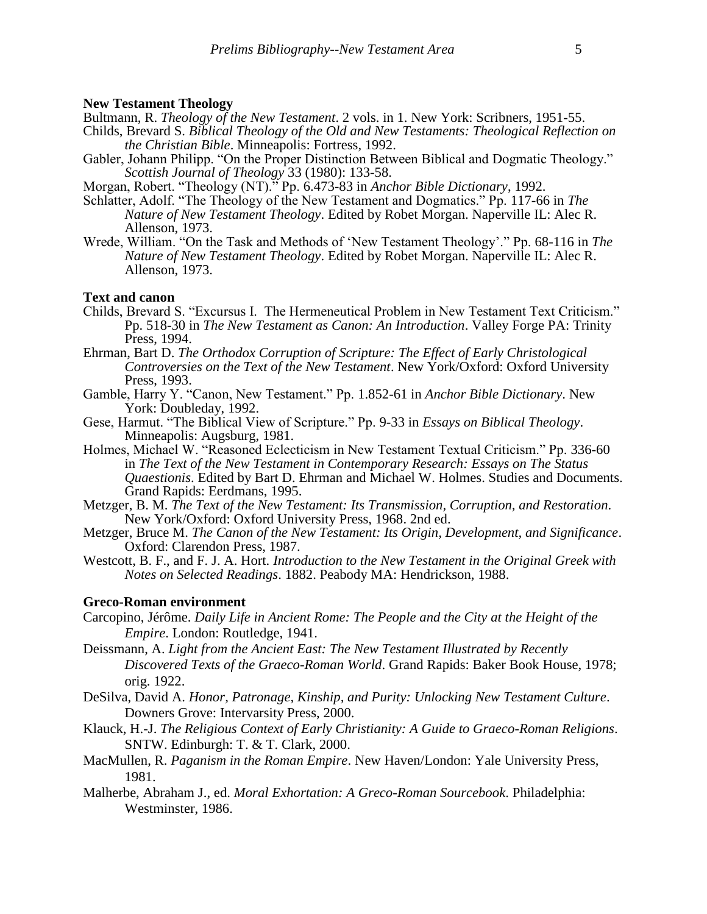**New Testament Theology**

Bultmann, R. *Theology of the New Testament*. 2 vols. in 1. New York: Scribners, 1951-55.

Childs, Brevard S. *Biblical Theology of the Old and New Testaments: Theological Reflection on the Christian Bible*. Minneapolis: Fortress, 1992.

Gabler, Johann Philipp. "On the Proper Distinction Between Biblical and Dogmatic Theology." *Scottish Journal of Theology* 33 (1980): 133-58.

Morgan, Robert. "Theology (NT)." Pp. 6.473-83 in *Anchor Bible Dictionary*, 1992.

Schlatter, Adolf. "The Theology of the New Testament and Dogmatics." Pp. 117-66 in *The Nature of New Testament Theology*. Edited by Robet Morgan. Naperville IL: Alec R. Allenson, 1973.

Wrede, William. "On the Task and Methods of 'New Testament Theology'." Pp. 68-116 in *The Nature of New Testament Theology*. Edited by Robet Morgan. Naperville IL: Alec R. Allenson, 1973.

**Text and canon**

Childs, Brevard S. "Excursus I. The Hermeneutical Problem in New Testament Text Criticism." Pp. 518-30 in *The New Testament as Canon: An Introduction*. Valley Forge PA: Trinity Press, 1994.

Ehrman, Bart D. *The Orthodox Corruption of Scripture: The Effect of Early Christological Controversies on the Text of the New Testament*. New York/Oxford: Oxford University Press, 1993.

Gamble, Harry Y. "Canon, New Testament." Pp. 1.852-61 in *Anchor Bible Dictionary*. New York: Doubleday, 1992.

Gese, Harmut. "The Biblical View of Scripture." Pp. 9-33 in *Essays on Biblical Theology*. Minneapolis: Augsburg, 1981.

Holmes, Michael W. "Reasoned Eclecticism in New Testament Textual Criticism." Pp. 336-60 in *The Text of the New Testament in Contemporary Research: Essays on The Status Quaestionis*. Edited by Bart D. Ehrman and Michael W. Holmes. Studies and Documents. Grand Rapids: Eerdmans, 1995.

Metzger, B. M. *The Text of the New Testament: Its Transmission, Corruption, and Restoration*. New York/Oxford: Oxford University Press, 1968. 2nd ed.

Metzger, Bruce M. *The Canon of the New Testament: Its Origin, Development, and Significance*. Oxford: Clarendon Press, 1987.

Westcott, B. F., and F. J. A. Hort. *Introduction to the New Testament in the Original Greek with Notes on Selected Readings*. 1882. Peabody MA: Hendrickson, 1988.

**Greco-Roman environment**

Carcopino, Jérôme. *Daily Life in Ancient Rome: The People and the City at the Height of the Empire*. London: Routledge, 1941.

Deissmann, A. *Light from the Ancient East: The New Testament Illustrated by Recently Discovered Texts of the Graeco-Roman World*. Grand Rapids: Baker Book House, 1978; orig. 1922.

DeSilva, David A. *Honor, Patronage, Kinship, and Purity: Unlocking New Testament Culture*. Downers Grove: Intervarsity Press, 2000.

Klauck, H.-J. *The Religious Context of Early Christianity: A Guide to Graeco-Roman Religions*. SNTW. Edinburgh: T. & T. Clark, 2000.

MacMullen, R. *Paganism in the Roman Empire*. New Haven/London: Yale University Press, 1981.

Malherbe, Abraham J., ed. *Moral Exhortation: A Greco-Roman Sourcebook.* Philadelphia: Westminster, 1986.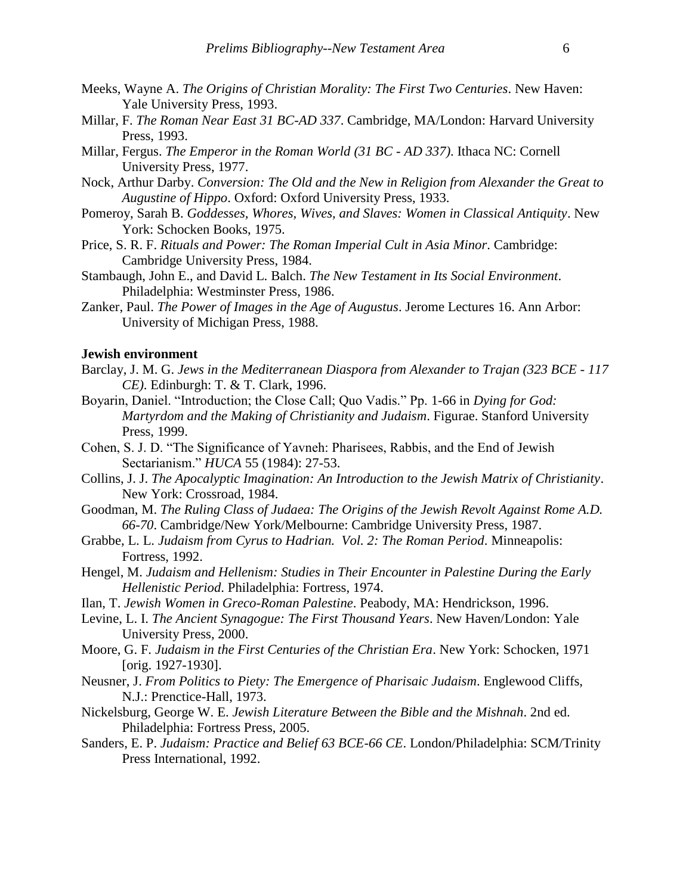Meeks, Wayne A. *The Origins of Christian Morality: The First Two Centuries*. New Haven: Yale University Press, 1993.

Millar, F. *The Roman Near East 31 BC-AD 337*. Cambridge, MA/London: Harvard University Press, 1993.

Millar, Fergus. *The Emperor in the Roman World (31 BC - AD 337)*. Ithaca NC: Cornell University Press, 1977.

Nock, Arthur Darby. *Conversion: The Old and the New in Religion from Alexander the Great to Augustine of Hippo*. Oxford: Oxford University Press, 1933.

Pomeroy, Sarah B. *Goddesses, Whores, Wives, and Slaves: Women in Classical Antiquity*. New York: Schocken Books, 1975.

Price, S. R. F. *Rituals and Power: The Roman Imperial Cult in Asia Minor*. Cambridge: Cambridge University Press, 1984.

Stambaugh, John E., and David L. Balch. *The New Testament in Its Social Environment*. Philadelphia: Westminster Press, 1986.

Zanker, Paul. *The Power of Images in the Age of Augustus*. Jerome Lectures 16. Ann Arbor: University of Michigan Press, 1988.

**Jewish environment**

Barclay, J. M. G. *Jews in the Mediterranean Diaspora from Alexander to Trajan (323 BCE - 117 CE)*. Edinburgh: T. & T. Clark, 1996.

Boyarin, Daniel. "Introduction; the Close Call; Quo Vadis." Pp. 1-66 in *Dying for God: Martyrdom and the Making of Christianity and Judaism*. Figurae. Stanford University Press, 1999.

Cohen, S. J. D. "The Significance of Yavneh: Pharisees, Rabbis, and the End of Jewish Sectarianism." *HUCA* 55 (1984): 27-53.

Collins, J. J. *The Apocalyptic Imagination: An Introduction to the Jewish Matrix of Christianity*. New York: Crossroad, 1984.

Goodman, M. *The Ruling Class of Judaea: The Origins of the Jewish Revolt Against Rome A.D. 66-70*. Cambridge/New York/Melbourne: Cambridge University Press, 1987.

Grabbe, L. L. *Judaism from Cyrus to Hadrian. Vol. 2: The Roman Period*. Minneapolis: Fortress, 1992.

Hengel, M. *Judaism and Hellenism: Studies in Their Encounter in Palestine During the Early Hellenistic Period*. Philadelphia: Fortress, 1974.

Ilan, T. *Jewish Women in Greco-Roman Palestine*. Peabody, MA: Hendrickson, 1996.

Levine, L. I. *The Ancient Synagogue: The First Thousand Years*. New Haven/London: Yale University Press, 2000.

Moore, G. F. *Judaism in the First Centuries of the Christian Era*. New York: Schocken, 1971 [orig. 1927-1930].

Neusner, J. *From Politics to Piety: The Emergence of Pharisaic Judaism*. Englewood Cliffs, N.J.: Prenctice-Hall, 1973.

Nickelsburg, George W. E. *Jewish Literature Between the Bible and the Mishnah*. 2nd ed. Philadelphia: Fortress Press, 2005.

Sanders, E. P. *Judaism: Practice and Belief 63 BCE-66 CE*. London/Philadelphia: SCM/Trinity Press International, 1992.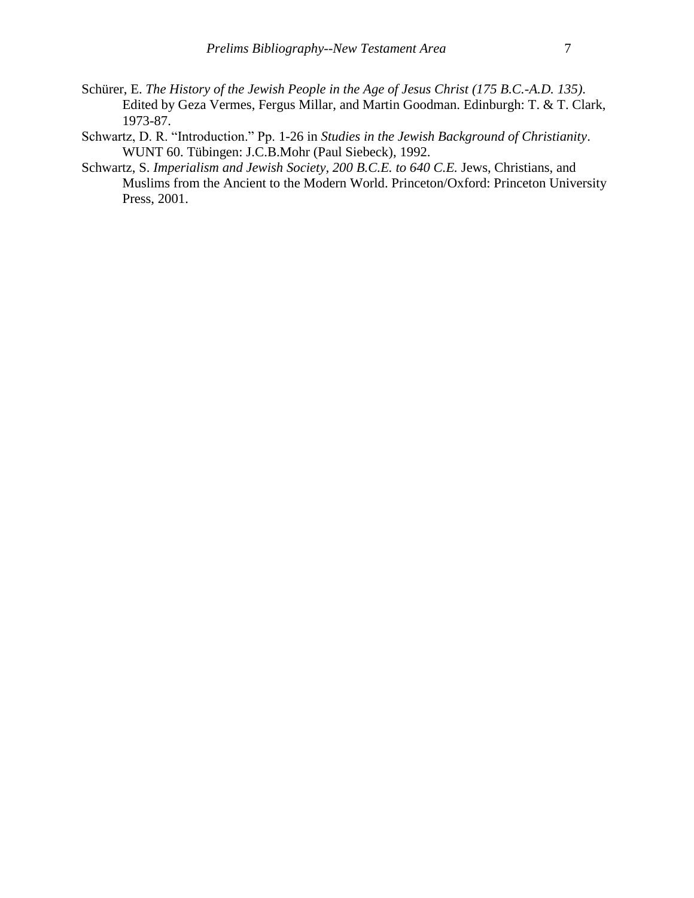Schürer, E. *The History of the Jewish People in the Age of Jesus Christ (175 B.C.-A.D. 135)*. Edited by Geza Vermes, Fergus Millar, and Martin Goodman. Edinburgh: T. & T. Clark, 1973-87.

Schwartz, D. R. "Introduction." Pp. 1-26 in *Studies in the Jewish Background of Christianity*. WUNT 60. Tübingen: J.C.B.Mohr (Paul Siebeck), 1992.

Schwartz, S. *Imperialism and Jewish Society, 200 B.C.E. to 640 C.E.* Jews, Christians, and Muslims from the Ancient to the Modern World. Princeton/Oxford: Princeton University Press, 2001.